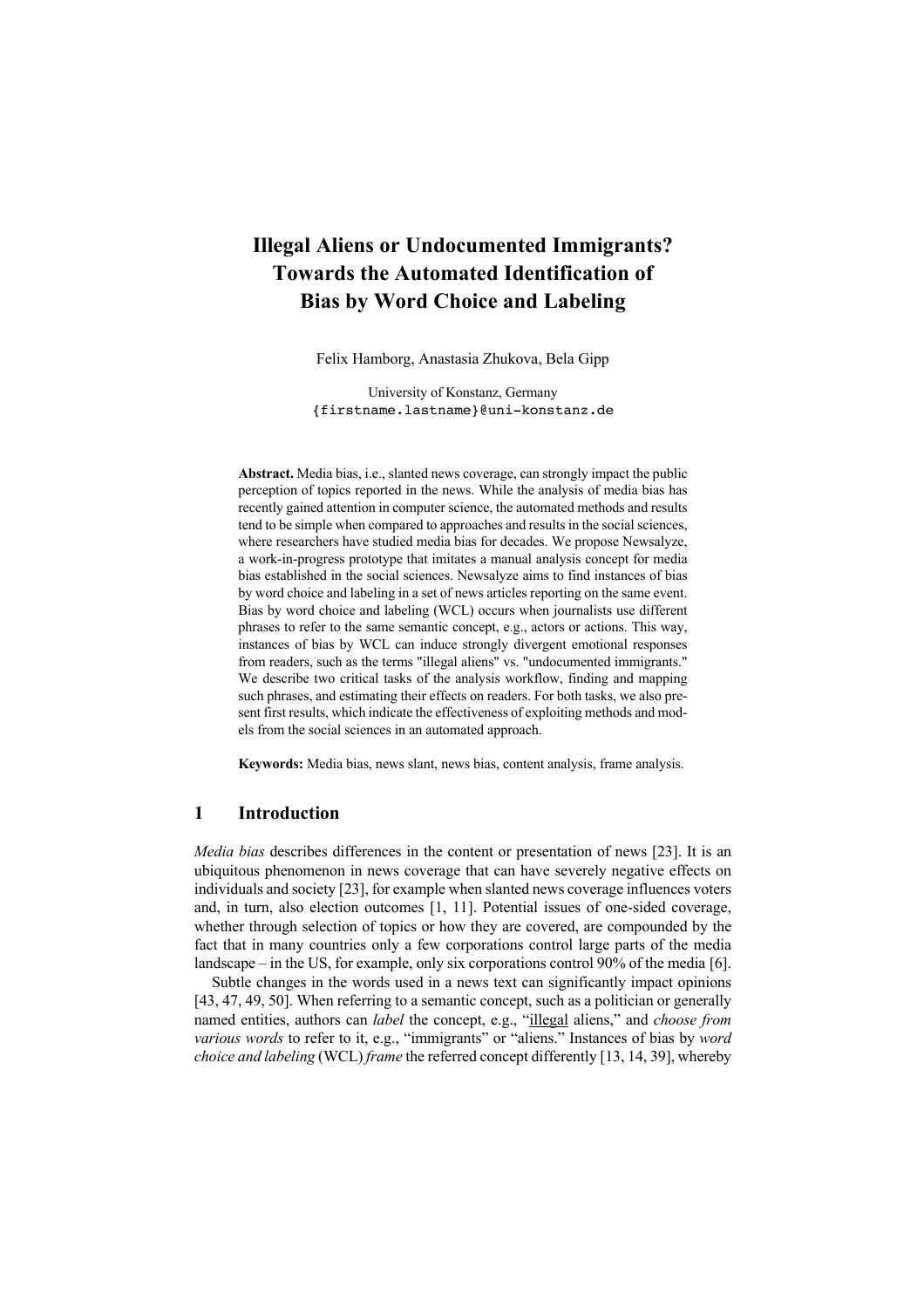# Illegal Aliens or Undocumented Immigrants? Towards the Automated Identification of Bias by Word Choice and Labeling

Felix Hamborg, Anastasia Zhukova, Bela Gipp

University of Konstanz, Germany
{firstname.lastname}@uni-konstanz.de

**Abstract.** Media bias, i.e., slanted news coverage, can strongly impact the public perception of topics reported in the news. While the analysis of media bias has recently gained attention in computer science, the automated methods and results tend to be simple when compared to approaches and results in the social sciences, where researchers have studied media bias for decades. We propose Newsalyze, a work-in-progress prototype that imitates a manual analysis concept for media bias established in the social sciences. Newsalyze aims to find instances of bias by word choice and labeling in a set of news articles reporting on the same event. Bias by word choice and labeling (WCL) occurs when journalists use different phrases to refer to the same semantic concept, e.g., actors or actions. This way, instances of bias by WCL can induce strongly divergent emotional responses from readers, such as the terms "illegal aliens" vs. "undocumented immigrants." We describe two critical tasks of the analysis workflow, finding and mapping such phrases, and estimating their effects on readers. For both tasks, we also present first results, which indicate the effectiveness of exploiting methods and models from the social sciences in an automated approach.

**Keywords:** Media bias, news slant, news bias, content analysis, frame analysis.

## 1 Introduction

*Media bias* describes differences in the content or presentation of news [23]. It is an ubiquitous phenomenon in news coverage that can have severely negative effects on individuals and society [23], for example when slanted news coverage influences voters and, in turn, also election outcomes [1, 11]. Potential issues of one-sided coverage, whether through selection of topics or how they are covered, are compounded by the fact that in many countries only a few corporations control large parts of the media landscape – in the US, for example, only six corporations control 90% of the media [6].

Subtle changes in the words used in a news text can significantly impact opinions [43, 47, 49, 50]. When referring to a semantic concept, such as a politician or generally named entities, authors can *label* the concept, e.g., "illegal aliens," and *choose from various words* to refer to it, e.g., "immigrants" or "aliens." Instances of bias by *word choice and labeling* (WCL) *frame* the referred concept differently [13, 14, 39], whereby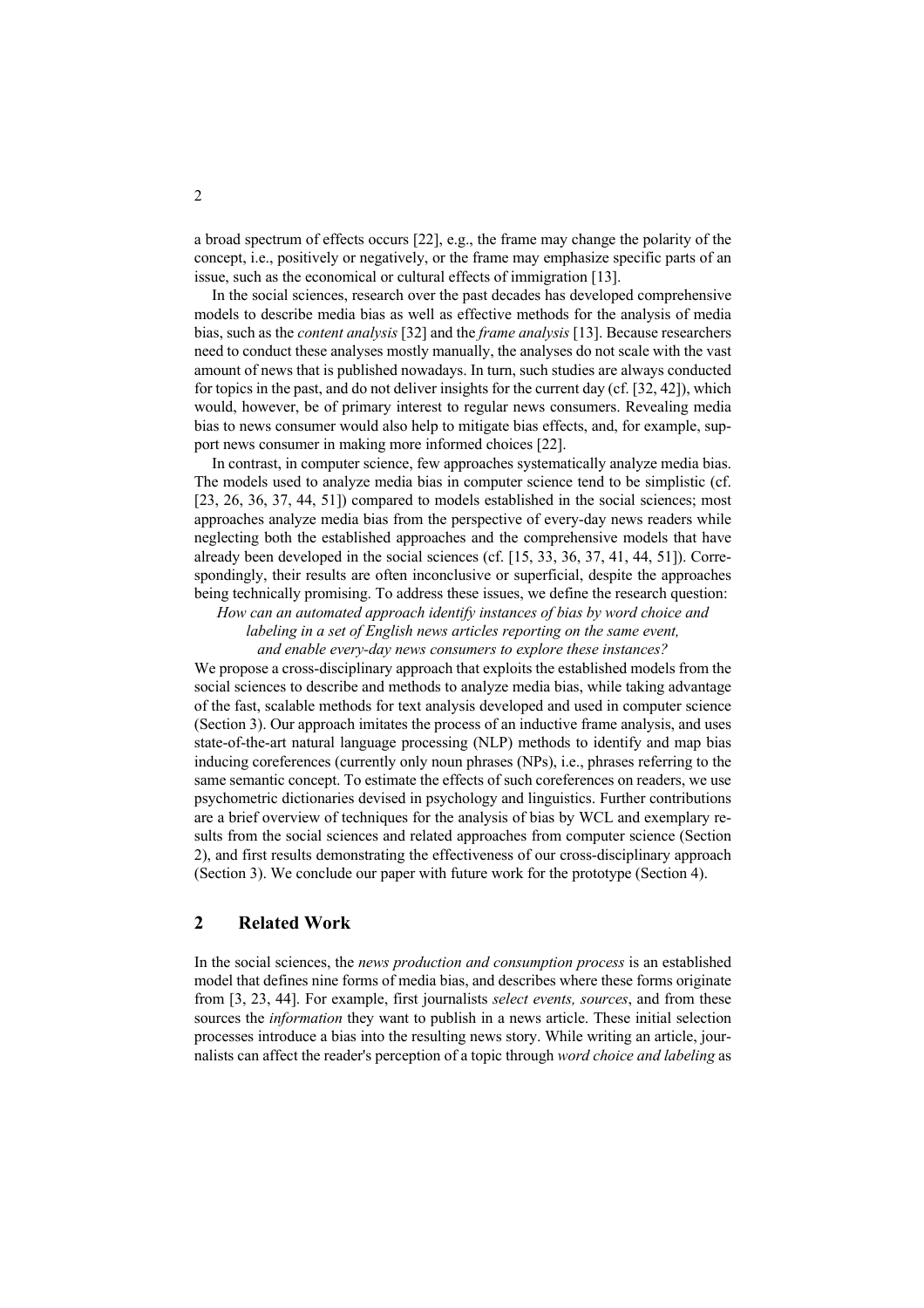a broad spectrum of effects occurs [22], e.g., the frame may change the polarity of the concept, i.e., positively or negatively, or the frame may emphasize specific parts of an issue, such as the economical or cultural effects of immigration [13].

In the social sciences, research over the past decades has developed comprehensive models to describe media bias as well as effective methods for the analysis of media bias, such as the *content analysis* [32] and the *frame analysis* [13]. Because researchers need to conduct these analyses mostly manually, the analyses do not scale with the vast amount of news that is published nowadays. In turn, such studies are always conducted for topics in the past, and do not deliver insights for the current day (cf. [32, 42]), which would, however, be of primary interest to regular news consumers. Revealing media bias to news consumer would also help to mitigate bias effects, and, for example, support news consumer in making more informed choices [22].

In contrast, in computer science, few approaches systematically analyze media bias. The models used to analyze media bias in computer science tend to be simplistic (cf. [23, 26, 36, 37, 44, 51]) compared to models established in the social sciences; most approaches analyze media bias from the perspective of every-day news readers while neglecting both the established approaches and the comprehensive models that have already been developed in the social sciences (cf. [15, 33, 36, 37, 41, 44, 51]). Correspondingly, their results are often inconclusive or superficial, despite the approaches being technically promising. To address these issues, we define the research question:

*How can an automated approach identify instances of bias by word choice and labeling in a set of English news articles reporting on the same event, and enable every-day news consumers to explore these instances?*

We propose a cross-disciplinary approach that exploits the established models from the social sciences to describe and methods to analyze media bias, while taking advantage of the fast, scalable methods for text analysis developed and used in computer science (Section 3). Our approach imitates the process of an inductive frame analysis, and uses state-of-the-art natural language processing (NLP) methods to identify and map bias inducing coreferences (currently only noun phrases (NPs), i.e., phrases referring to the same semantic concept. To estimate the effects of such coreferences on readers, we use psychometric dictionaries devised in psychology and linguistics. Further contributions are a brief overview of techniques for the analysis of bias by WCL and exemplary results from the social sciences and related approaches from computer science (Section 2), and first results demonstrating the effectiveness of our cross-disciplinary approach (Section 3). We conclude our paper with future work for the prototype (Section 4).

## 2 Related Work

In the social sciences, the *news production and consumption process* is an established model that defines nine forms of media bias, and describes where these forms originate from [3, 23, 44]. For example, first journalists *select events, sources*, and from these sources the *information* they want to publish in a news article. These initial selection processes introduce a bias into the resulting news story. While writing an article, journalists can affect the reader's perception of a topic through *word choice and labeling* as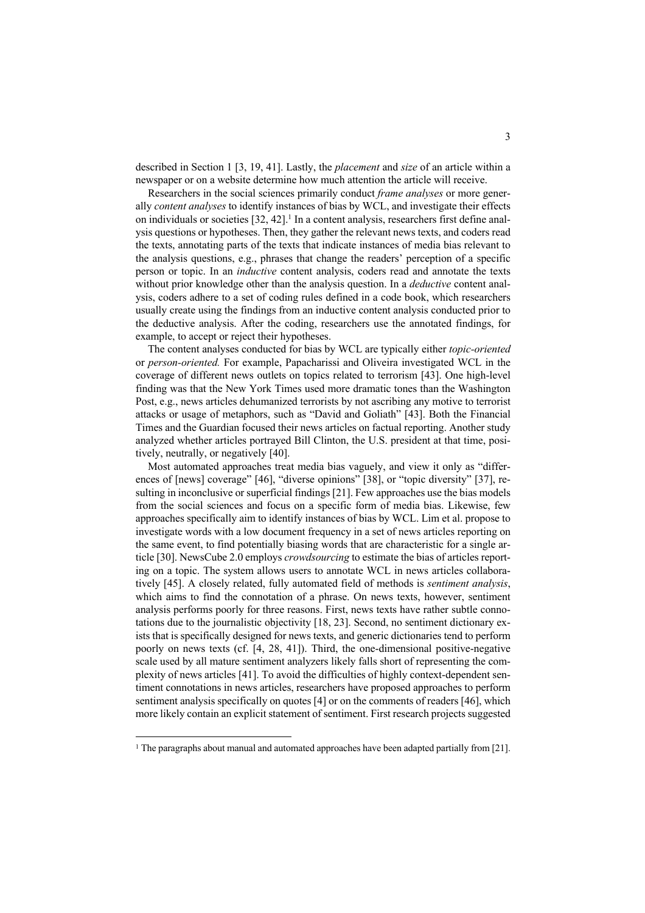described in Section 1 [3, 19, 41]. Lastly, the *placement* and *size* of an article within a newspaper or on a website determine how much attention the article will receive.

Researchers in the social sciences primarily conduct *frame analyses* or more generally *content analyses* to identify instances of bias by WCL, and investigate their effects on individuals or societies [32, 42].[1] In a content analysis, researchers first define analysis questions or hypotheses. Then, they gather the relevant news texts, and coders read the texts, annotating parts of the texts that indicate instances of media bias relevant to the analysis questions, e.g., phrases that change the readers' perception of a specific person or topic. In an *inductive* content analysis, coders read and annotate the texts without prior knowledge other than the analysis question. In a *deductive* content analysis, coders adhere to a set of coding rules defined in a code book, which researchers usually create using the findings from an inductive content analysis conducted prior to the deductive analysis. After the coding, researchers use the annotated findings, for example, to accept or reject their hypotheses.

The content analyses conducted for bias by WCL are typically either *topic-oriented* or *person-oriented.* For example, Papacharissi and Oliveira investigated WCL in the coverage of different news outlets on topics related to terrorism [43]. One high-level finding was that the New York Times used more dramatic tones than the Washington Post, e.g., news articles dehumanized terrorists by not ascribing any motive to terrorist attacks or usage of metaphors, such as "David and Goliath" [43]. Both the Financial Times and the Guardian focused their news articles on factual reporting. Another study analyzed whether articles portrayed Bill Clinton, the U.S. president at that time, positively, neutrally, or negatively [40].

Most automated approaches treat media bias vaguely, and view it only as "differences of [news] coverage" [46], "diverse opinions" [38], or "topic diversity" [37], resulting in inconclusive or superficial findings [21]. Few approaches use the bias models from the social sciences and focus on a specific form of media bias. Likewise, few approaches specifically aim to identify instances of bias by WCL. Lim et al. propose to investigate words with a low document frequency in a set of news articles reporting on the same event, to find potentially biasing words that are characteristic for a single article [30]. NewsCube 2.0 employs *crowdsourcing* to estimate the bias of articles reporting on a topic. The system allows users to annotate WCL in news articles collaboratively [45]. A closely related, fully automated field of methods is *sentiment analysis*, which aims to find the connotation of a phrase. On news texts, however, sentiment analysis performs poorly for three reasons. First, news texts have rather subtle connotations due to the journalistic objectivity [18, 23]. Second, no sentiment dictionary exists that is specifically designed for news texts, and generic dictionaries tend to perform poorly on news texts (cf. [4, 28, 41]). Third, the one-dimensional positive-negative scale used by all mature sentiment analyzers likely falls short of representing the complexity of news articles [41]. To avoid the difficulties of highly context-dependent sentiment connotations in news articles, researchers have proposed approaches to perform sentiment analysis specifically on quotes [4] or on the comments of readers [46], which more likely contain an explicit statement of sentiment. First research projects suggested

[1] The paragraphs about manual and automated approaches have been adapted partially from [21].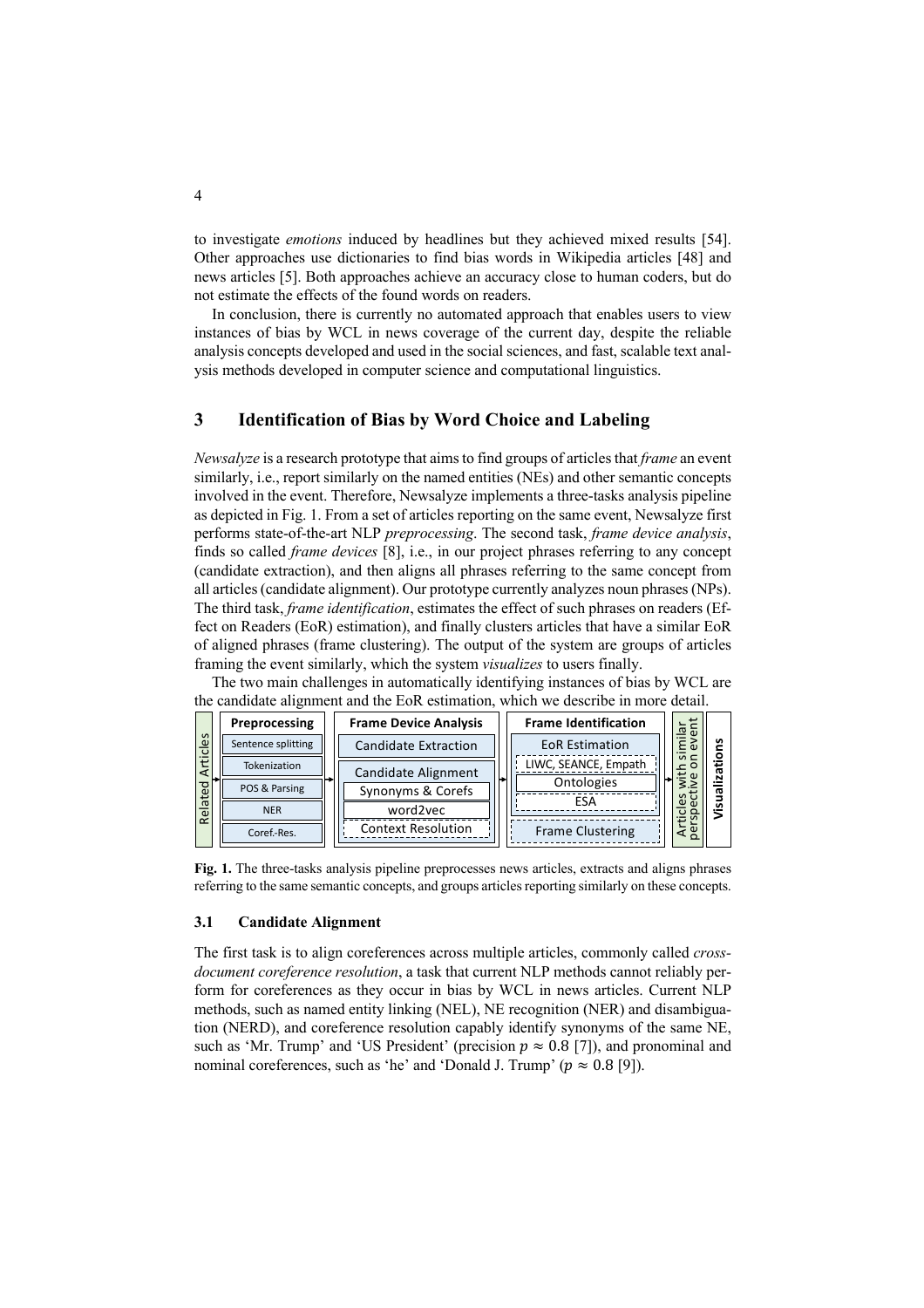to investigate *emotions* induced by headlines but they achieved mixed results [54]. Other approaches use dictionaries to find bias words in Wikipedia articles [48] and news articles [5]. Both approaches achieve an accuracy close to human coders, but do not estimate the effects of the found words on readers.

In conclusion, there is currently no automated approach that enables users to view instances of bias by WCL in news coverage of the current day, despite the reliable analysis concepts developed and used in the social sciences, and fast, scalable text analysis methods developed in computer science and computational linguistics.

## 3 Identification of Bias by Word Choice and Labeling

*Newsalyze* is a research prototype that aims to find groups of articles that *frame* an event similarly, i.e., report similarly on the named entities (NEs) and other semantic concepts involved in the event. Therefore, Newsalyze implements a three-tasks analysis pipeline as depicted in Fig. 1. From a set of articles reporting on the same event, Newsalyze first performs state-of-the-art NLP *preprocessing*. The second task, *frame device analysis*, finds so called *frame devices* [8], i.e., in our project phrases referring to any concept (candidate extraction), and then aligns all phrases referring to the same concept from all articles (candidate alignment). Our prototype currently analyzes noun phrases (NPs). The third task, *frame identification*, estimates the effect of such phrases on readers (Effect on Readers (EoR) estimation), and finally clusters articles that have a similar EoR of aligned phrases (frame clustering). The output of the system are groups of articles framing the event similarly, which the system *visualizes* to users finally.

The two main challenges in automatically identifying instances of bias by WCL are the candidate alignment and the EoR estimation, which we describe in more detail.

| Related Articles | Preprocessing | Frame Device Analysis | Frame Identification | Articles with similar perspective on event | Visualizations |
|---|---|---|---|---|---|
| | Sentence splitting | Candidate Extraction | EoR Estimation | | |
| | Tokenization | Candidate Alignment | LIWC, SEANCE, Empath | | |
| | POS & Parsing | Synonyms & Corefs | Ontologies | | |
| | NER | word2vec | ESA | | |
| | Coref.-Res. | Context Resolution | Frame Clustering | | |

**Fig. 1.** The three-tasks analysis pipeline preprocesses news articles, extracts and aligns phrases referring to the same semantic concepts, and groups articles reporting similarly on these concepts.

### 3.1 Candidate Alignment

The first task is to align coreferences across multiple articles, commonly called *cross-document coreference resolution*, a task that current NLP methods cannot reliably perform for coreferences as they occur in bias by WCL in news articles. Current NLP methods, such as named entity linking (NEL), NE recognition (NER) and disambiguation (NERD), and coreference resolution capably identify synonyms of the same NE, such as 'Mr. Trump' and 'US President' (precision $p \approx 0.8$ [7]), and pronominal and nominal coreferences, such as 'he' and 'Donald J. Trump' ($p \approx 0.8$ [9]).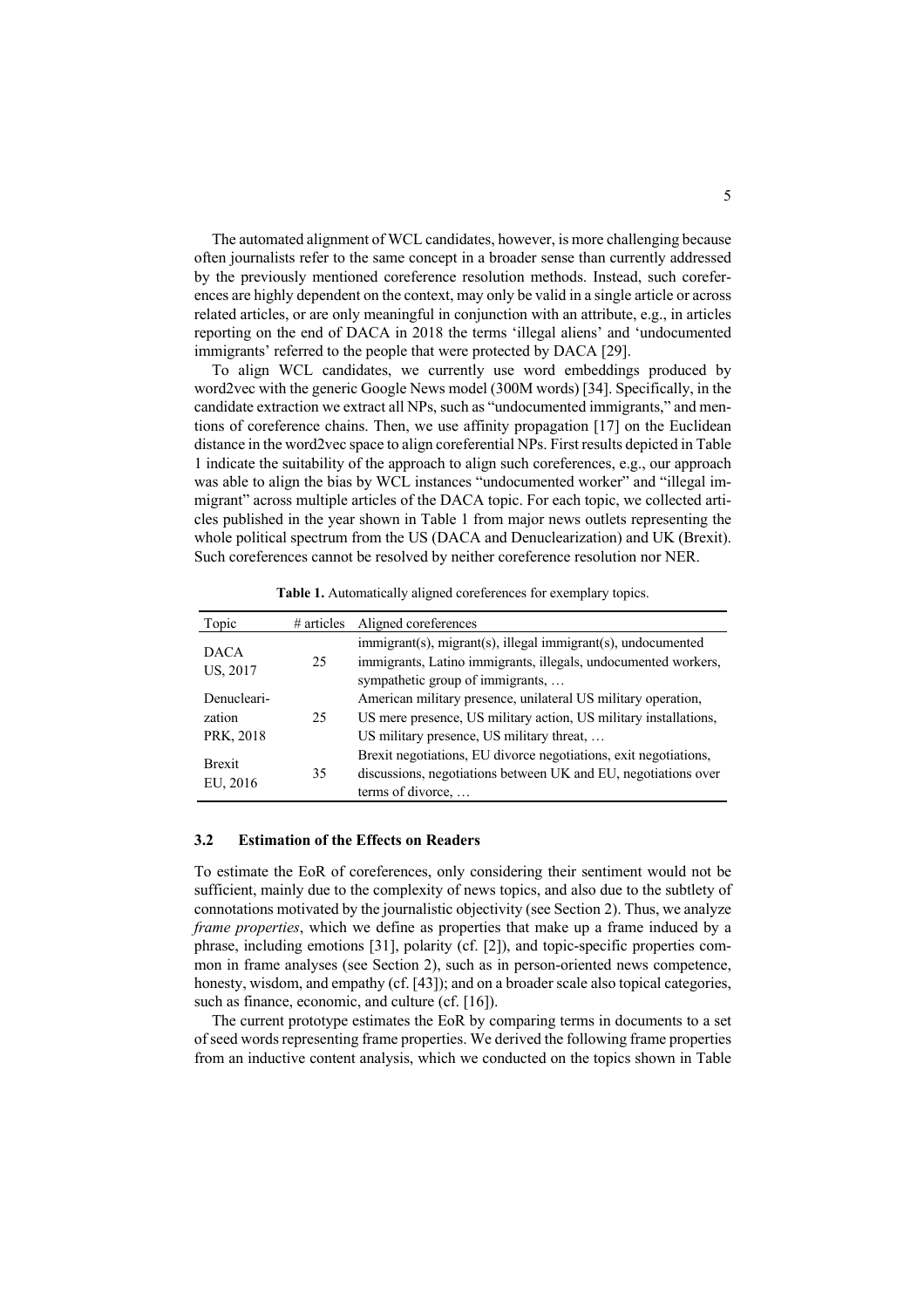The automated alignment of WCL candidates, however, is more challenging because often journalists refer to the same concept in a broader sense than currently addressed by the previously mentioned coreference resolution methods. Instead, such coreferences are highly dependent on the context, may only be valid in a single article or across related articles, or are only meaningful in conjunction with an attribute, e.g., in articles reporting on the end of DACA in 2018 the terms 'illegal aliens' and 'undocumented immigrants' referred to the people that were protected by DACA [29].

To align WCL candidates, we currently use word embeddings produced by word2vec with the generic Google News model (300M words) [34]. Specifically, in the candidate extraction we extract all NPs, such as "undocumented immigrants," and mentions of coreference chains. Then, we use affinity propagation [17] on the Euclidean distance in the word2vec space to align coreferential NPs. First results depicted in Table 1 indicate the suitability of the approach to align such coreferences, e.g., our approach was able to align the bias by WCL instances "undocumented worker" and "illegal immigrant" across multiple articles of the DACA topic. For each topic, we collected articles published in the year shown in Table 1 from major news outlets representing the whole political spectrum from the US (DACA and Denuclearization) and UK (Brexit). Such coreferences cannot be resolved by neither coreference resolution nor NER.

**Table 1.** Automatically aligned coreferences for exemplary topics.

| Topic | # articles | Aligned coreferences |
|---|---|---|
| DACA US, 2017 | 25 | immigrant(s), migrant(s), illegal immigrant(s), undocumented immigrants, Latino immigrants, illegals, undocumented workers, sympathetic group of immigrants, … |
| Denuclearization PRK, 2018 | 25 | American military presence, unilateral US military operation, US mere presence, US military action, US military installations, US military presence, US military threat, … |
| Brexit EU, 2016 | 35 | Brexit negotiations, EU divorce negotiations, exit negotiations, discussions, negotiations between UK and EU, negotiations over terms of divorce, … |

### 3.2 Estimation of the Effects on Readers

To estimate the EoR of coreferences, only considering their sentiment would not be sufficient, mainly due to the complexity of news topics, and also due to the subtlety of connotations motivated by the journalistic objectivity (see Section 2). Thus, we analyze *frame properties*, which we define as properties that make up a frame induced by a phrase, including emotions [31], polarity (cf. [2]), and topic-specific properties common in frame analyses (see Section 2), such as in person-oriented news competence, honesty, wisdom, and empathy (cf. [43]); and on a broader scale also topical categories, such as finance, economic, and culture (cf. [16]).

The current prototype estimates the EoR by comparing terms in documents to a set of seed words representing frame properties. We derived the following frame properties from an inductive content analysis, which we conducted on the topics shown in Table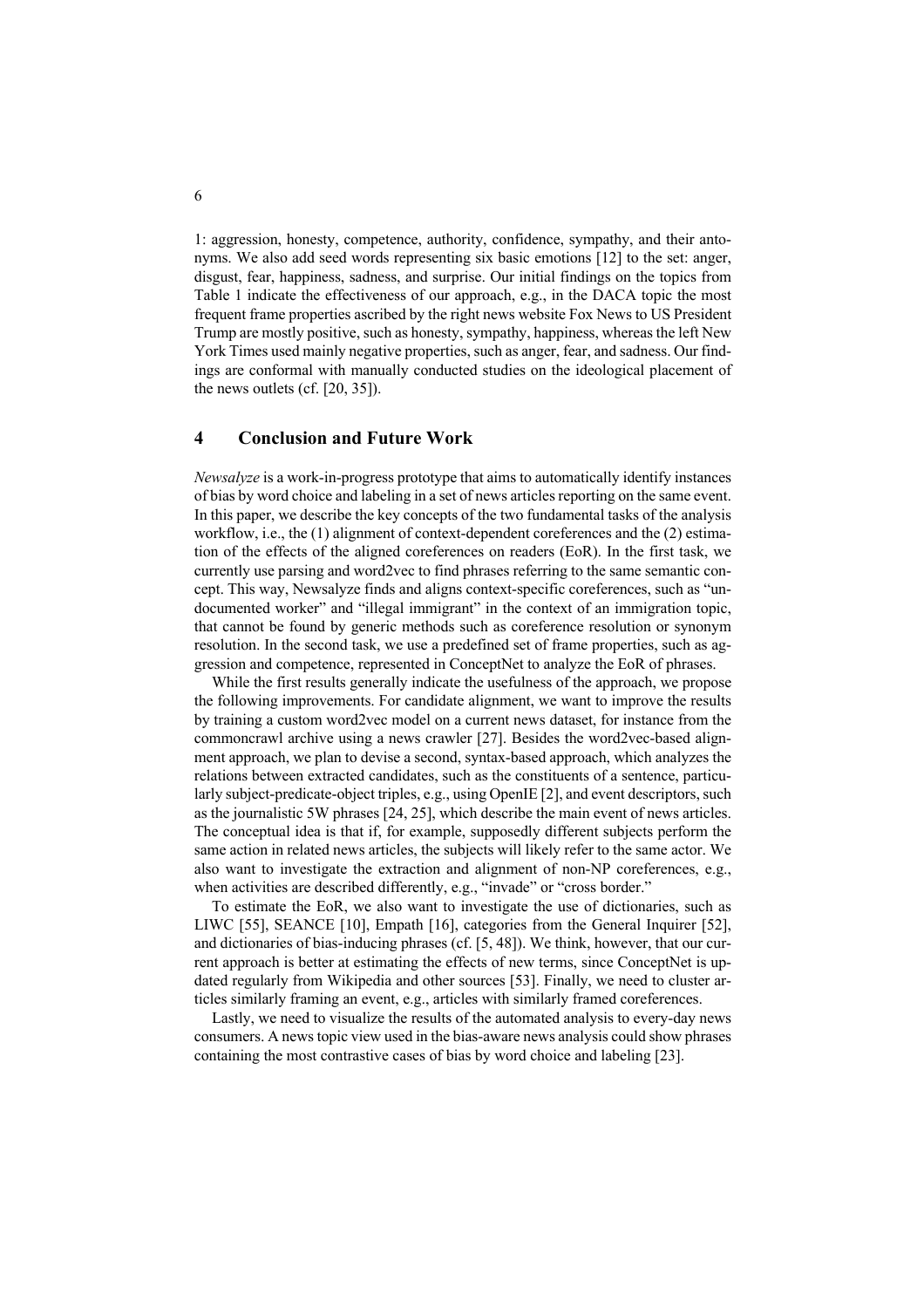1: aggression, honesty, competence, authority, confidence, sympathy, and their antonyms. We also add seed words representing six basic emotions [12] to the set: anger, disgust, fear, happiness, sadness, and surprise. Our initial findings on the topics from Table 1 indicate the effectiveness of our approach, e.g., in the DACA topic the most frequent frame properties ascribed by the right news website Fox News to US President Trump are mostly positive, such as honesty, sympathy, happiness, whereas the left New York Times used mainly negative properties, such as anger, fear, and sadness. Our findings are conformal with manually conducted studies on the ideological placement of the news outlets (cf. [20, 35]).

## 4 Conclusion and Future Work

*Newsalyze* is a work-in-progress prototype that aims to automatically identify instances of bias by word choice and labeling in a set of news articles reporting on the same event. In this paper, we describe the key concepts of the two fundamental tasks of the analysis workflow, i.e., the (1) alignment of context-dependent coreferences and the (2) estimation of the effects of the aligned coreferences on readers (EoR). In the first task, we currently use parsing and word2vec to find phrases referring to the same semantic concept. This way, Newsalyze finds and aligns context-specific coreferences, such as "undocumented worker" and "illegal immigrant" in the context of an immigration topic, that cannot be found by generic methods such as coreference resolution or synonym resolution. In the second task, we use a predefined set of frame properties, such as aggression and competence, represented in ConceptNet to analyze the EoR of phrases.

While the first results generally indicate the usefulness of the approach, we propose the following improvements. For candidate alignment, we want to improve the results by training a custom word2vec model on a current news dataset, for instance from the commoncrawl archive using a news crawler [27]. Besides the word2vec-based alignment approach, we plan to devise a second, syntax-based approach, which analyzes the relations between extracted candidates, such as the constituents of a sentence, particularly subject-predicate-object triples, e.g., using OpenIE [2], and event descriptors, such as the journalistic 5W phrases [24, 25], which describe the main event of news articles. The conceptual idea is that if, for example, supposedly different subjects perform the same action in related news articles, the subjects will likely refer to the same actor. We also want to investigate the extraction and alignment of non-NP coreferences, e.g., when activities are described differently, e.g., "invade" or "cross border."

To estimate the EoR, we also want to investigate the use of dictionaries, such as LIWC [55], SEANCE [10], Empath [16], categories from the General Inquirer [52], and dictionaries of bias-inducing phrases (cf. [5, 48]). We think, however, that our current approach is better at estimating the effects of new terms, since ConceptNet is updated regularly from Wikipedia and other sources [53]. Finally, we need to cluster articles similarly framing an event, e.g., articles with similarly framed coreferences.

Lastly, we need to visualize the results of the automated analysis to every-day news consumers. A news topic view used in the bias-aware news analysis could show phrases containing the most contrastive cases of bias by word choice and labeling [23].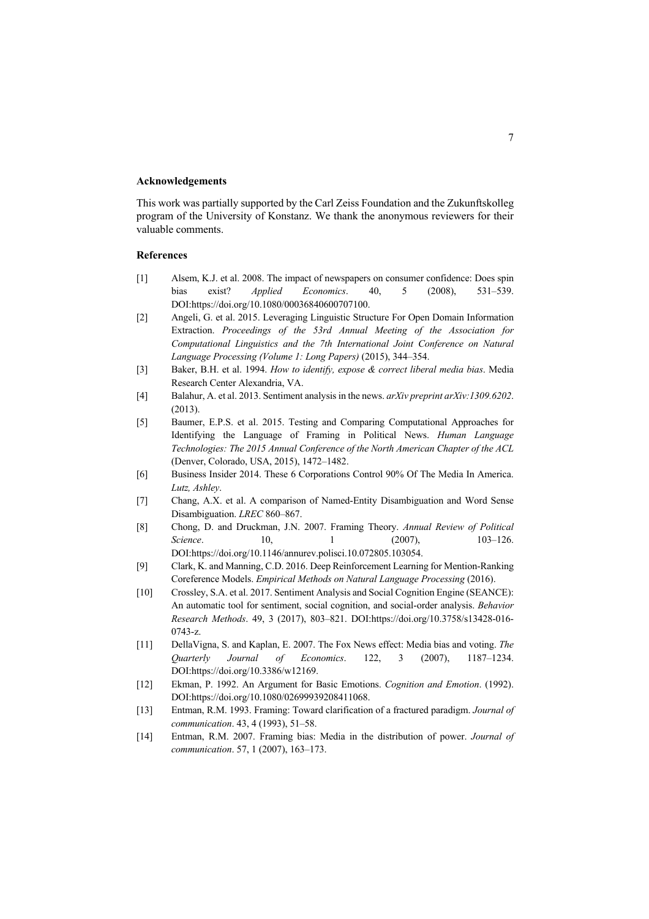### Acknowledgements

This work was partially supported by the Carl Zeiss Foundation and the Zukunftskolleg program of the University of Konstanz. We thank the anonymous reviewers for their valuable comments.

### References

[1] Alsem, K.J. et al. 2008. The impact of newspapers on consumer confidence: Does spin bias exist? *Applied Economics*. 40, 5 (2008), 531–539. DOI:https://doi.org/10.1080/00036840600707100.

[2] Angeli, G. et al. 2015. Leveraging Linguistic Structure For Open Domain Information Extraction. *Proceedings of the 53rd Annual Meeting of the Association for Computational Linguistics and the 7th International Joint Conference on Natural Language Processing (Volume 1: Long Papers)* (2015), 344–354.

[3] Baker, B.H. et al. 1994. *How to identify, expose & correct liberal media bias*. Media Research Center Alexandria, VA.

[4] Balahur, A. et al. 2013. Sentiment analysis in the news. *arXiv preprint arXiv:1309.6202*. (2013).

[5] Baumer, E.P.S. et al. 2015. Testing and Comparing Computational Approaches for Identifying the Language of Framing in Political News. *Human Language Technologies: The 2015 Annual Conference of the North American Chapter of the ACL* (Denver, Colorado, USA, 2015), 1472–1482.

[6] Business Insider 2014. These 6 Corporations Control 90% Of The Media In America. *Lutz, Ashley*.

[7] Chang, A.X. et al. A comparison of Named-Entity Disambiguation and Word Sense Disambiguation. *LREC* 860–867.

[8] Chong, D. and Druckman, J.N. 2007. Framing Theory. *Annual Review of Political Science*. 10, 1 (2007), 103–126. DOI:https://doi.org/10.1146/annurev.polisci.10.072805.103054.

[9] Clark, K. and Manning, C.D. 2016. Deep Reinforcement Learning for Mention-Ranking Coreference Models. *Empirical Methods on Natural Language Processing* (2016).

[10] Crossley, S.A. et al. 2017. Sentiment Analysis and Social Cognition Engine (SEANCE): An automatic tool for sentiment, social cognition, and social-order analysis. *Behavior Research Methods*. 49, 3 (2017), 803–821. DOI:https://doi.org/10.3758/s13428-016-0743-z.

[11] DellaVigna, S. and Kaplan, E. 2007. The Fox News effect: Media bias and voting. *The Quarterly Journal of Economics*. 122, 3 (2007), 1187–1234. DOI:https://doi.org/10.3386/w12169.

[12] Ekman, P. 1992. An Argument for Basic Emotions. *Cognition and Emotion*. (1992). DOI:https://doi.org/10.1080/02699939208411068.

[13] Entman, R.M. 1993. Framing: Toward clarification of a fractured paradigm. *Journal of communication*. 43, 4 (1993), 51–58.

[14] Entman, R.M. 2007. Framing bias: Media in the distribution of power. *Journal of communication*. 57, 1 (2007), 163–173.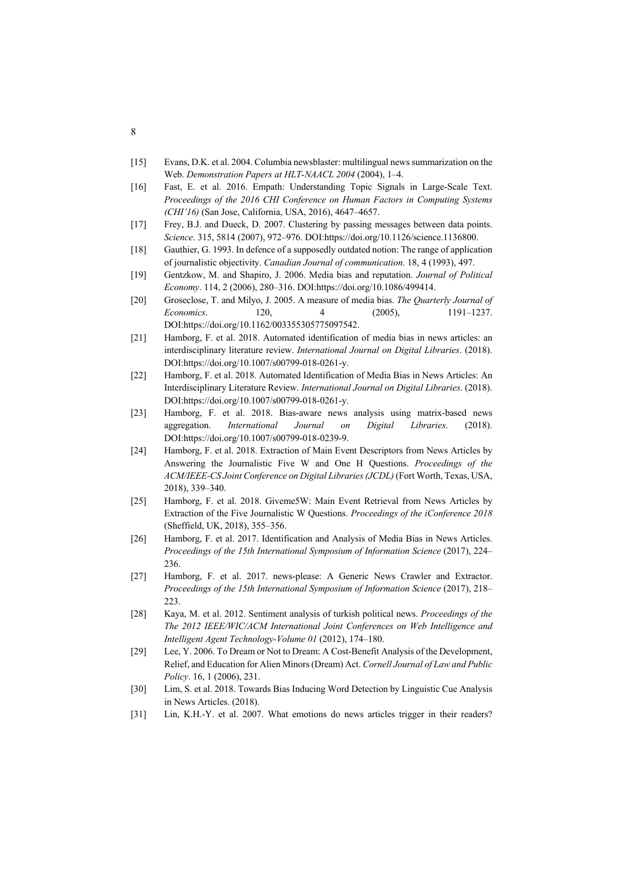[15] Evans, D.K. et al. 2004. Columbia newsblaster: multilingual news summarization on the Web. *Demonstration Papers at HLT-NAACL 2004* (2004), 1–4.

[16] Fast, E. et al. 2016. Empath: Understanding Topic Signals in Large-Scale Text. *Proceedings of the 2016 CHI Conference on Human Factors in Computing Systems (CHI'16)* (San Jose, California, USA, 2016), 4647–4657.

[17] Frey, B.J. and Dueck, D. 2007. Clustering by passing messages between data points. *Science*. 315, 5814 (2007), 972–976. DOI:https://doi.org/10.1126/science.1136800.

[18] Gauthier, G. 1993. In defence of a supposedly outdated notion: The range of application of journalistic objectivity. *Canadian Journal of communication*. 18, 4 (1993), 497.

[19] Gentzkow, M. and Shapiro, J. 2006. Media bias and reputation. *Journal of Political Economy*. 114, 2 (2006), 280–316. DOI:https://doi.org/10.1086/499414.

[20] Groseclose, T. and Milyo, J. 2005. A measure of media bias. *The Quarterly Journal of Economics*. 120, 4 (2005), 1191–1237. DOI:https://doi.org/10.1162/003355305775097542.

[21] Hamborg, F. et al. 2018. Automated identification of media bias in news articles: an interdisciplinary literature review. *International Journal on Digital Libraries*. (2018). DOI:https://doi.org/10.1007/s00799-018-0261-y.

[22] Hamborg, F. et al. 2018. Automated Identification of Media Bias in News Articles: An Interdisciplinary Literature Review. *International Journal on Digital Libraries*. (2018). DOI:https://doi.org/10.1007/s00799-018-0261-y.

[23] Hamborg, F. et al. 2018. Bias-aware news analysis using matrix-based news aggregation. *International Journal on Digital Libraries*. (2018). DOI:https://doi.org/10.1007/s00799-018-0239-9.

[24] Hamborg, F. et al. 2018. Extraction of Main Event Descriptors from News Articles by Answering the Journalistic Five W and One H Questions. *Proceedings of the ACM/IEEE-CS Joint Conference on Digital Libraries (JCDL)* (Fort Worth, Texas, USA, 2018), 339–340.

[25] Hamborg, F. et al. 2018. Giveme5W: Main Event Retrieval from News Articles by Extraction of the Five Journalistic W Questions. *Proceedings of the iConference 2018* (Sheffield, UK, 2018), 355–356.

[26] Hamborg, F. et al. 2017. Identification and Analysis of Media Bias in News Articles. *Proceedings of the 15th International Symposium of Information Science* (2017), 224–236.

[27] Hamborg, F. et al. 2017. news-please: A Generic News Crawler and Extractor. *Proceedings of the 15th International Symposium of Information Science* (2017), 218–223.

[28] Kaya, M. et al. 2012. Sentiment analysis of turkish political news. *Proceedings of the The 2012 IEEE/WIC/ACM International Joint Conferences on Web Intelligence and Intelligent Agent Technology-Volume 01* (2012), 174–180.

[29] Lee, Y. 2006. To Dream or Not to Dream: A Cost-Benefit Analysis of the Development, Relief, and Education for Alien Minors (Dream) Act. *Cornell Journal of Law and Public Policy*. 16, 1 (2006), 231.

[30] Lim, S. et al. 2018. Towards Bias Inducing Word Detection by Linguistic Cue Analysis in News Articles. (2018).

[31] Lin, K.H.-Y. et al. 2007. What emotions do news articles trigger in their readers?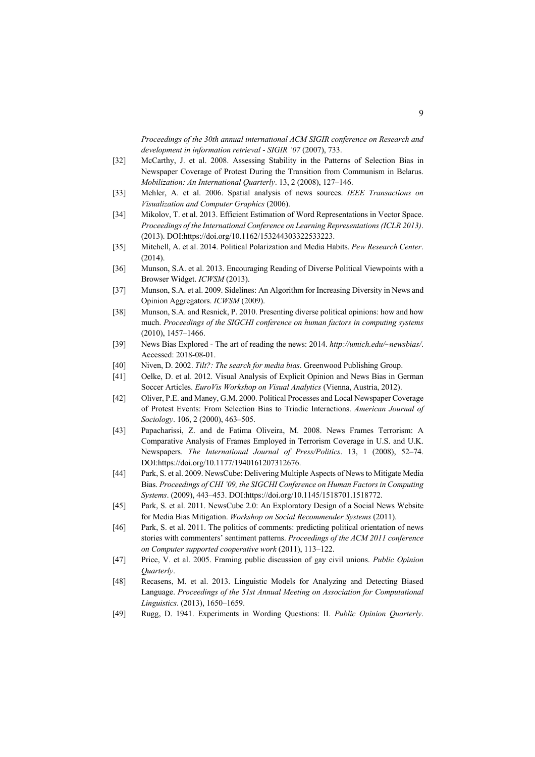*Proceedings of the 30th annual international ACM SIGIR conference on Research and development in information retrieval - SIGIR '07* (2007), 733.

[32] McCarthy, J. et al. 2008. Assessing Stability in the Patterns of Selection Bias in Newspaper Coverage of Protest During the Transition from Communism in Belarus. *Mobilization: An International Quarterly*. 13, 2 (2008), 127–146.

[33] Mehler, A. et al. 2006. Spatial analysis of news sources. *IEEE Transactions on Visualization and Computer Graphics* (2006).

[34] Mikolov, T. et al. 2013. Efficient Estimation of Word Representations in Vector Space. *Proceedings of the International Conference on Learning Representations (ICLR 2013)*. (2013). DOI:https://doi.org/10.1162/153244303322533223.

[35] Mitchell, A. et al. 2014. Political Polarization and Media Habits. *Pew Research Center*. (2014).

[36] Munson, S.A. et al. 2013. Encouraging Reading of Diverse Political Viewpoints with a Browser Widget. *ICWSM* (2013).

[37] Munson, S.A. et al. 2009. Sidelines: An Algorithm for Increasing Diversity in News and Opinion Aggregators. *ICWSM* (2009).

[38] Munson, S.A. and Resnick, P. 2010. Presenting diverse political opinions: how and how much. *Proceedings of the SIGCHI conference on human factors in computing systems* (2010), 1457–1466.

[39] News Bias Explored - The art of reading the news: 2014. *http://umich.edu/~newsbias/*. Accessed: 2018-08-01.

[40] Niven, D. 2002. *Tilt?: The search for media bias*. Greenwood Publishing Group.

[41] Oelke, D. et al. 2012. Visual Analysis of Explicit Opinion and News Bias in German Soccer Articles. *EuroVis Workshop on Visual Analytics* (Vienna, Austria, 2012).

[42] Oliver, P.E. and Maney, G.M. 2000. Political Processes and Local Newspaper Coverage of Protest Events: From Selection Bias to Triadic Interactions. *American Journal of Sociology*. 106, 2 (2000), 463–505.

[43] Papacharissi, Z. and de Fatima Oliveira, M. 2008. News Frames Terrorism: A Comparative Analysis of Frames Employed in Terrorism Coverage in U.S. and U.K. Newspapers. *The International Journal of Press/Politics*. 13, 1 (2008), 52–74. DOI:https://doi.org/10.1177/1940161207312676.

[44] Park, S. et al. 2009. NewsCube: Delivering Multiple Aspects of News to Mitigate Media Bias. *Proceedings of CHI '09, the SIGCHI Conference on Human Factors in Computing Systems*. (2009), 443–453. DOI:https://doi.org/10.1145/1518701.1518772.

[45] Park, S. et al. 2011. NewsCube 2.0: An Exploratory Design of a Social News Website for Media Bias Mitigation. *Workshop on Social Recommender Systems* (2011).

[46] Park, S. et al. 2011. The politics of comments: predicting political orientation of news stories with commenters' sentiment patterns. *Proceedings of the ACM 2011 conference on Computer supported cooperative work* (2011), 113–122.

[47] Price, V. et al. 2005. Framing public discussion of gay civil unions. *Public Opinion Quarterly*.

[48] Recasens, M. et al. 2013. Linguistic Models for Analyzing and Detecting Biased Language. *Proceedings of the 51st Annual Meeting on Association for Computational Linguistics*. (2013), 1650–1659.

[49] Rugg, D. 1941. Experiments in Wording Questions: II. *Public Opinion Quarterly*.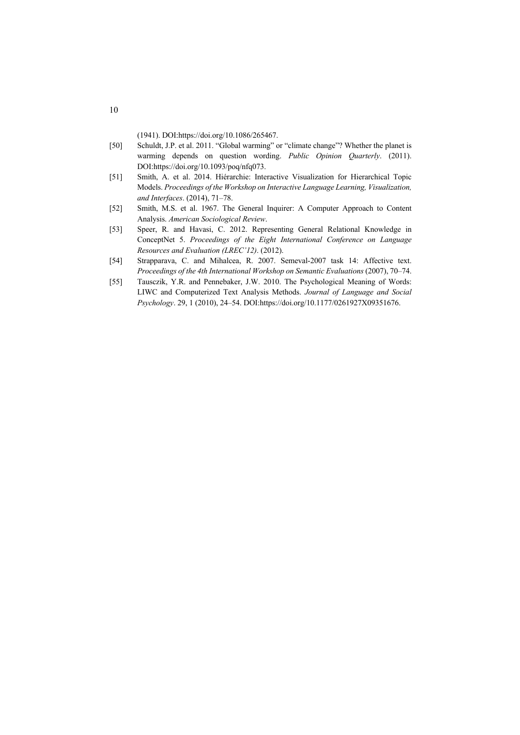(1941). DOI:https://doi.org/10.1086/265467.

[50] Schuldt, J.P. et al. 2011. “Global warming” or “climate change”? Whether the planet is warming depends on question wording. *Public Opinion Quarterly*. (2011). DOI:https://doi.org/10.1093/poq/nfq073.

[51] Smith, A. et al. 2014. Hiérarchie: Interactive Visualization for Hierarchical Topic Models. *Proceedings of the Workshop on Interactive Language Learning, Visualization, and Interfaces*. (2014), 71–78.

[52] Smith, M.S. et al. 1967. The General Inquirer: A Computer Approach to Content Analysis. *American Sociological Review*.

[53] Speer, R. and Havasi, C. 2012. Representing General Relational Knowledge in ConceptNet 5. *Proceedings of the Eight International Conference on Language Resources and Evaluation (LREC’12)*. (2012).

[54] Strapparava, C. and Mihalcea, R. 2007. Semeval-2007 task 14: Affective text. *Proceedings of the 4th International Workshop on Semantic Evaluations* (2007), 70–74.

[55] Tausczik, Y.R. and Pennebaker, J.W. 2010. The Psychological Meaning of Words: LIWC and Computerized Text Analysis Methods. *Journal of Language and Social Psychology*. 29, 1 (2010), 24–54. DOI:https://doi.org/10.1177/0261927X09351676.